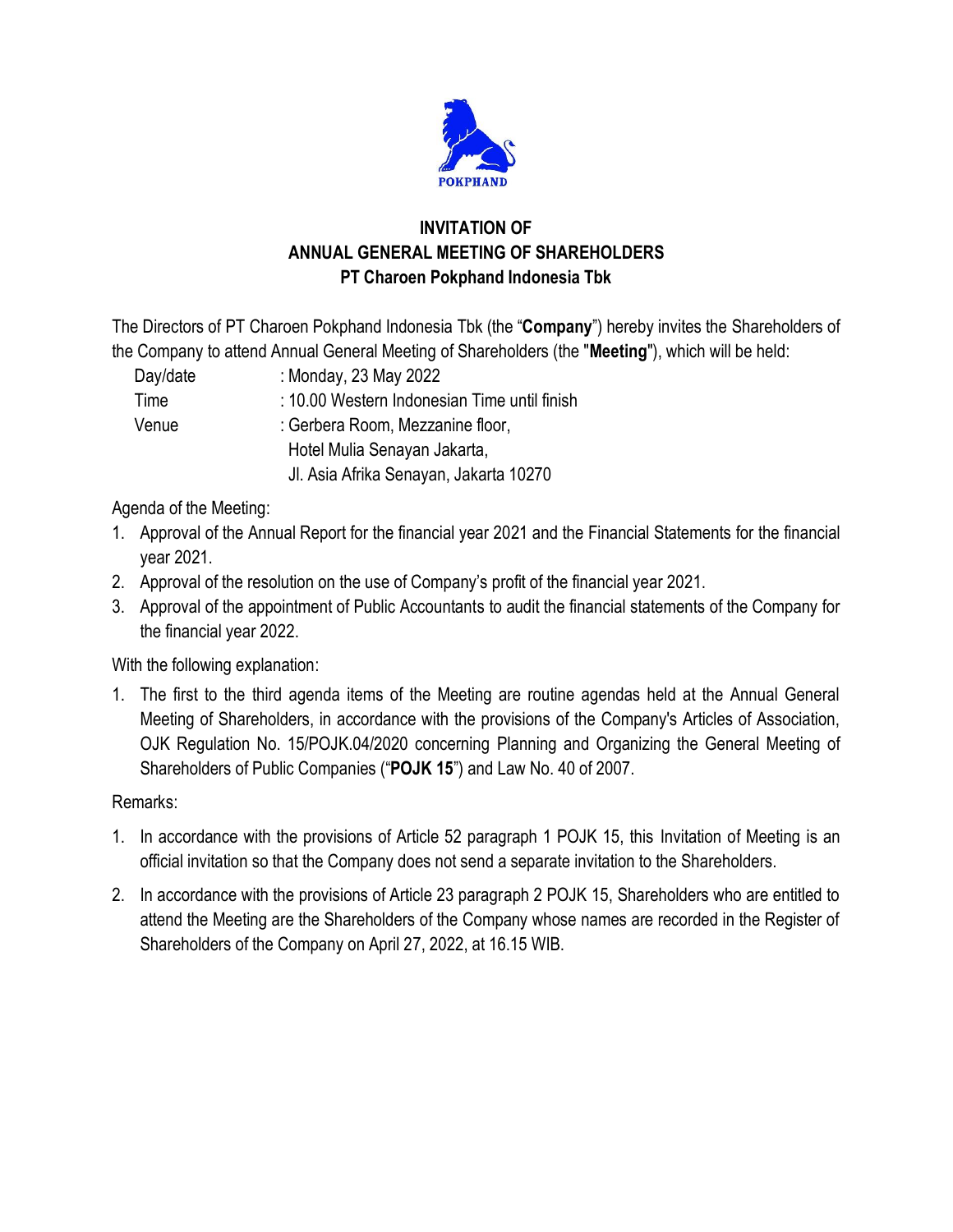POKPHAND

# INVITATION OF ANNUAL GENERAL MEETING OF SHAREHOLDERS PT Charoen Pokphand Indonesia Tbk

The Directors of PT Charoen Pokphand Indonesia Tbk (the "**Company**") hereby invites the Shareholders of the Company to attend Annual General Meeting of Shareholders (the "**Meeting**"), which will be held:

| | |
|---|---|
| Day/date | : Monday, 23 May 2022 |
| Time | : 10.00 Western Indonesian Time until finish |
| Venue | : Gerbera Room, Mezzanine floor, Hotel Mulia Senayan Jakarta, Jl. Asia Afrika Senayan, Jakarta 10270 |

Agenda of the Meeting:

1. Approval of the Annual Report for the financial year 2021 and the Financial Statements for the financial year 2021.
2. Approval of the resolution on the use of Company's profit of the financial year 2021.
3. Approval of the appointment of Public Accountants to audit the financial statements of the Company for the financial year 2022.

With the following explanation:

1. The first to the third agenda items of the Meeting are routine agendas held at the Annual General Meeting of Shareholders, in accordance with the provisions of the Company's Articles of Association, OJK Regulation No. 15/POJK.04/2020 concerning Planning and Organizing the General Meeting of Shareholders of Public Companies ("**POJK 15**") and Law No. 40 of 2007.

Remarks:

1. In accordance with the provisions of Article 52 paragraph 1 POJK 15, this Invitation of Meeting is an official invitation so that the Company does not send a separate invitation to the Shareholders.
2. In accordance with the provisions of Article 23 paragraph 2 POJK 15, Shareholders who are entitled to attend the Meeting are the Shareholders of the Company whose names are recorded in the Register of Shareholders of the Company on April 27, 2022, at 16.15 WIB.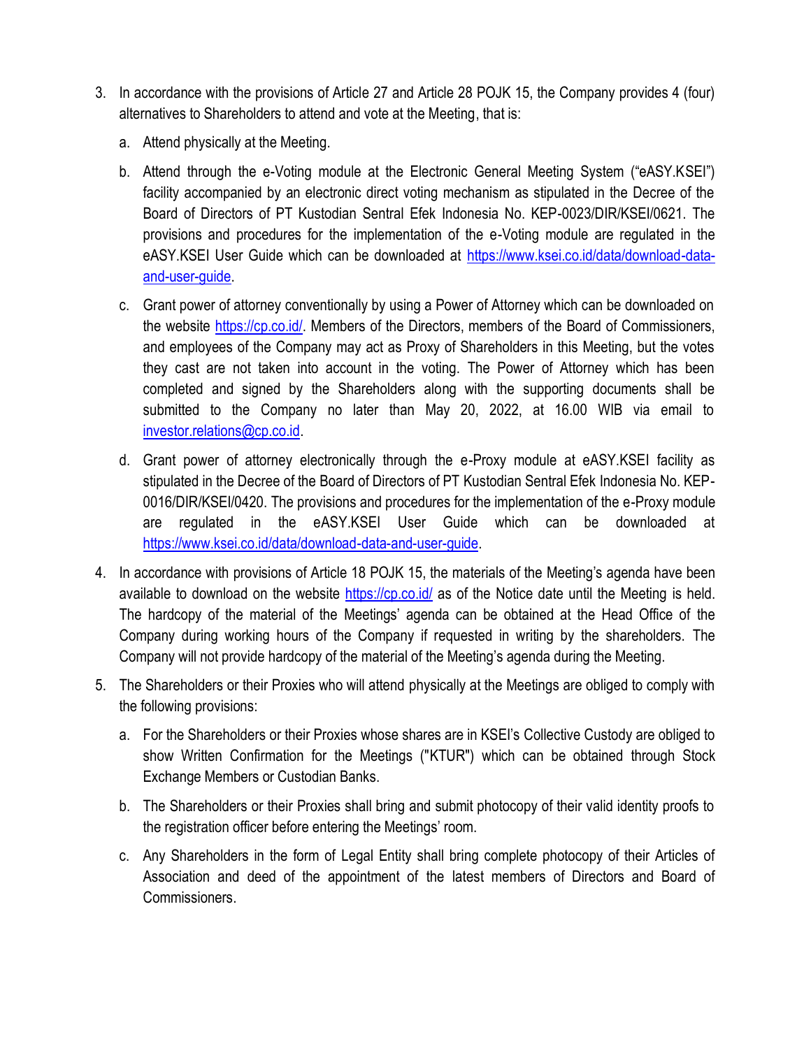3. In accordance with the provisions of Article 27 and Article 28 POJK 15, the Company provides 4 (four) alternatives to Shareholders to attend and vote at the Meeting, that is:

   a. Attend physically at the Meeting.

   b. Attend through the e-Voting module at the Electronic General Meeting System ("eASY.KSEI") facility accompanied by an electronic direct voting mechanism as stipulated in the Decree of the Board of Directors of PT Kustodian Sentral Efek Indonesia No. KEP-0023/DIR/KSEI/0621. The provisions and procedures for the implementation of the e-Voting module are regulated in the eASY.KSEI User Guide which can be downloaded at https://www.ksei.co.id/data/download-data-and-user-guide.

   c. Grant power of attorney conventionally by using a Power of Attorney which can be downloaded on the website https://cp.co.id/. Members of the Directors, members of the Board of Commissioners, and employees of the Company may act as Proxy of Shareholders in this Meeting, but the votes they cast are not taken into account in the voting. The Power of Attorney which has been completed and signed by the Shareholders along with the supporting documents shall be submitted to the Company no later than May 20, 2022, at 16.00 WIB via email to investor.relations@cp.co.id.

   d. Grant power of attorney electronically through the e-Proxy module at eASY.KSEI facility as stipulated in the Decree of the Board of Directors of PT Kustodian Sentral Efek Indonesia No. KEP-0016/DIR/KSEI/0420. The provisions and procedures for the implementation of the e-Proxy module are regulated in the eASY.KSEI User Guide which can be downloaded at https://www.ksei.co.id/data/download-data-and-user-guide.

4. In accordance with provisions of Article 18 POJK 15, the materials of the Meeting's agenda have been available to download on the website https://cp.co.id/ as of the Notice date until the Meeting is held. The hardcopy of the material of the Meetings' agenda can be obtained at the Head Office of the Company during working hours of the Company if requested in writing by the shareholders. The Company will not provide hardcopy of the material of the Meeting's agenda during the Meeting.

5. The Shareholders or their Proxies who will attend physically at the Meetings are obliged to comply with the following provisions:

   a. For the Shareholders or their Proxies whose shares are in KSEI's Collective Custody are obliged to show Written Confirmation for the Meetings ("KTUR") which can be obtained through Stock Exchange Members or Custodian Banks.

   b. The Shareholders or their Proxies shall bring and submit photocopy of their valid identity proofs to the registration officer before entering the Meetings' room.

   c. Any Shareholders in the form of Legal Entity shall bring complete photocopy of their Articles of Association and deed of the appointment of the latest members of Directors and Board of Commissioners.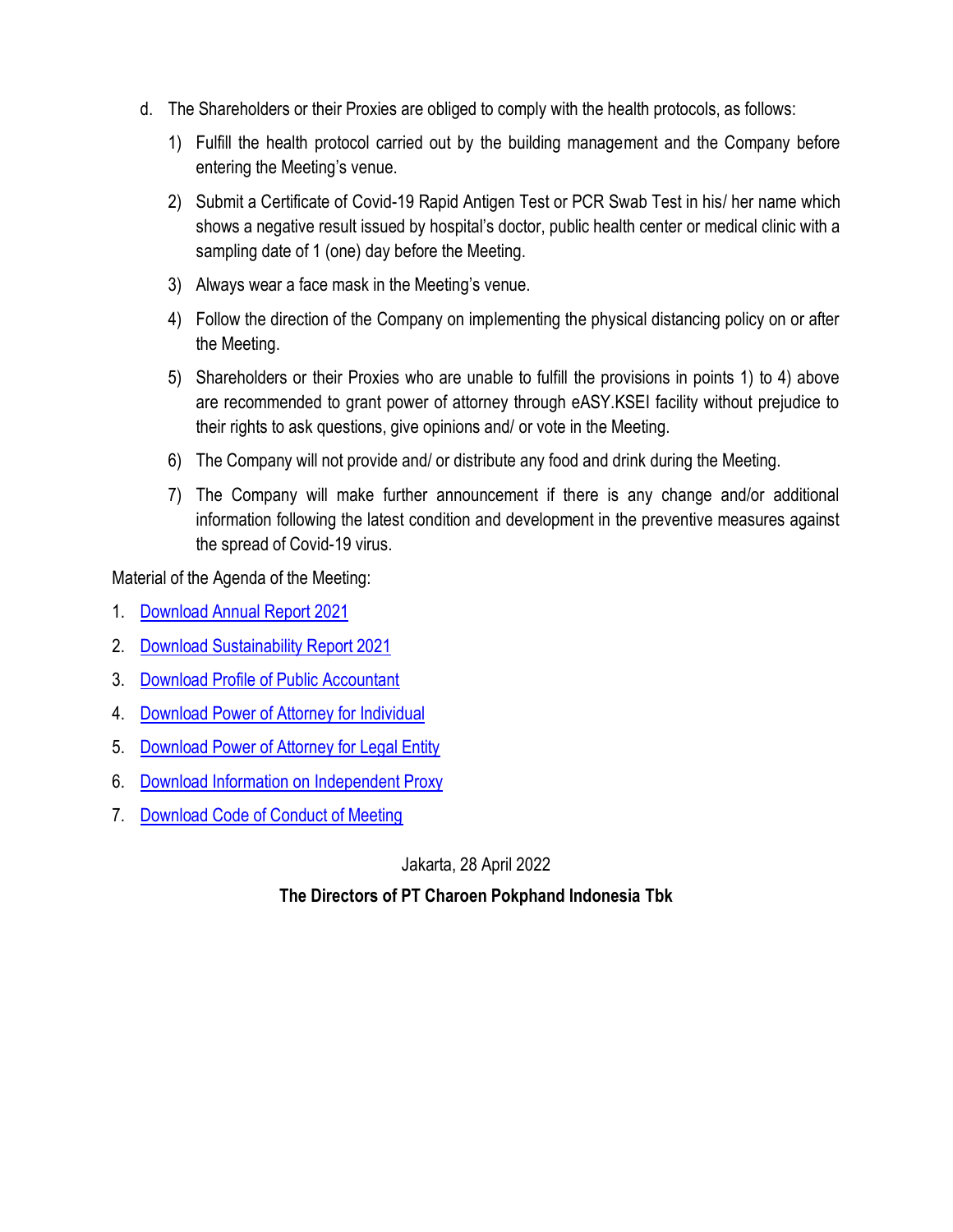d. The Shareholders or their Proxies are obliged to comply with the health protocols, as follows:

   1) Fulfill the health protocol carried out by the building management and the Company before entering the Meeting's venue.

   2) Submit a Certificate of Covid-19 Rapid Antigen Test or PCR Swab Test in his/ her name which shows a negative result issued by hospital's doctor, public health center or medical clinic with a sampling date of 1 (one) day before the Meeting.

   3) Always wear a face mask in the Meeting's venue.

   4) Follow the direction of the Company on implementing the physical distancing policy on or after the Meeting.

   5) Shareholders or their Proxies who are unable to fulfill the provisions in points 1) to 4) above are recommended to grant power of attorney through eASY.KSEI facility without prejudice to their rights to ask questions, give opinions and/ or vote in the Meeting.

   6) The Company will not provide and/ or distribute any food and drink during the Meeting.

   7) The Company will make further announcement if there is any change and/or additional information following the latest condition and development in the preventive measures against the spread of Covid-19 virus.

Material of the Agenda of the Meeting:

1. Download Annual Report 2021
2. Download Sustainability Report 2021
3. Download Profile of Public Accountant
4. Download Power of Attorney for Individual
5. Download Power of Attorney for Legal Entity
6. Download Information on Independent Proxy
7. Download Code of Conduct of Meeting

Jakarta, 28 April 2022

**The Directors of PT Charoen Pokphand Indonesia Tbk**